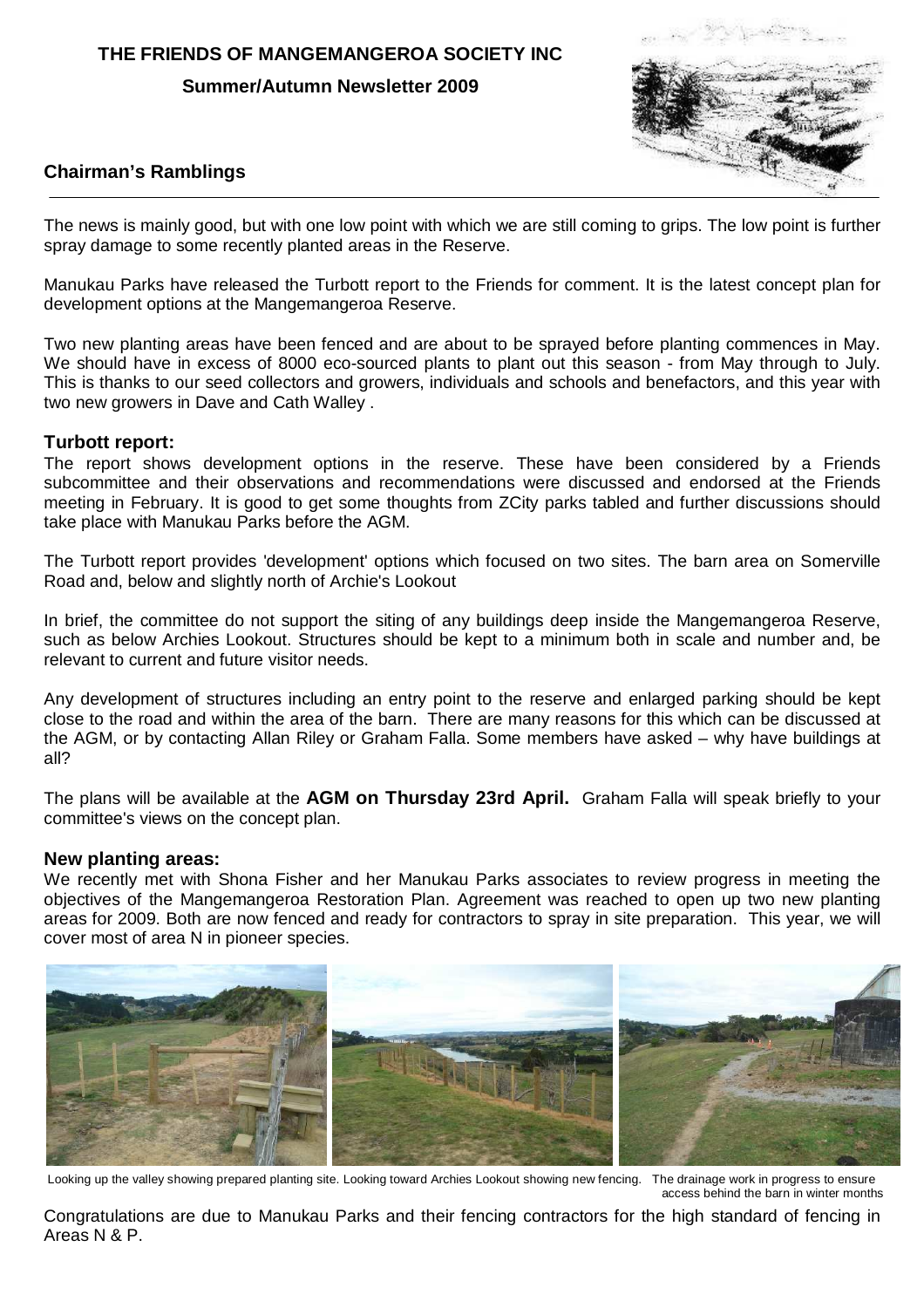# THE FRIENDS OF MANGEMANGEROA SOCIETY INC

**Summer/Autumn Newsletter 2009**

## Chairman's Ramblings

The news is mainly good, but with one low point with which we are still coming to grips. The low point is further spray damage to some recently planted areas in the Reserve.

Manukau Parks have released the Turbott report to the Friends for comment. It is the latest concept plan for development options at the Mangemangeroa Reserve.

Two new planting areas have been fenced and are about to be sprayed before planting commences in May. We should have in excess of 8000 eco-sourced plants to plant out this season - from May through to July. This is thanks to our seed collectors and growers, individuals and schools and benefactors, and this year with two new growers in Dave and Cath Walley .

### Turbott report:

The report shows development options in the reserve. These have been considered by a Friends subcommittee and their observations and recommendations were discussed and endorsed at the Friends meeting in February. It is good to get some thoughts from ZCity parks tabled and further discussions should take place with Manukau Parks before the AGM.

The Turbott report provides 'development' options which focused on two sites. The barn area on Somerville Road and, below and slightly north of Archie's Lookout

In brief, the committee do not support the siting of any buildings deep inside the Mangemangeroa Reserve, such as below Archies Lookout. Structures should be kept to a minimum both in scale and number and, be relevant to current and future visitor needs.

Any development of structures including an entry point to the reserve and enlarged parking should be kept close to the road and within the area of the barn. There are many reasons for this which can be discussed at the AGM, or by contacting Allan Riley or Graham Falla. Some members have asked – why have buildings at all?

The plans will be available at the **AGM on Thursday 23rd April.** Graham Falla will speak briefly to your committee's views on the concept plan.

### New planting areas:

We recently met with Shona Fisher and her Manukau Parks associates to review progress in meeting the objectives of the Mangemangeroa Restoration Plan. Agreement was reached to open up two new planting areas for 2009. Both are now fenced and ready for contractors to spray in site preparation. This year, we will cover most of area N in pioneer species.

Looking up the valley showing prepared planting site. Looking toward Archies Lookout showing new fencing. The drainage work in progress to ensure access behind the barn in winter months

Congratulations are due to Manukau Parks and their fencing contractors for the high standard of fencing in Areas N & P.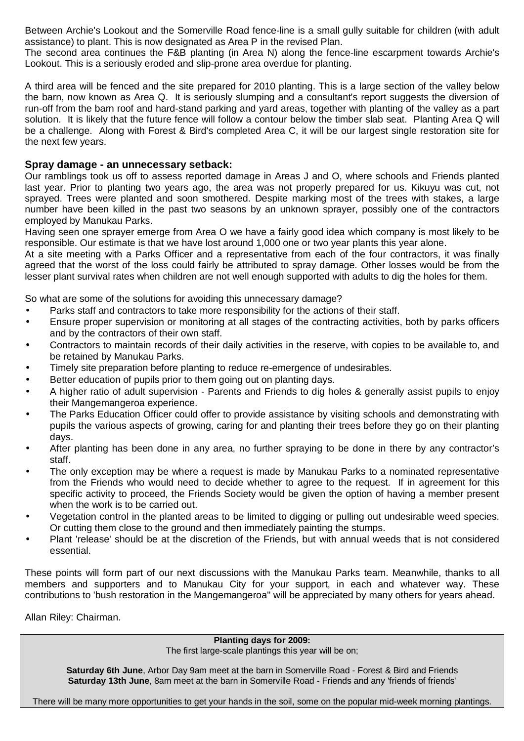Between Archie's Lookout and the Somerville Road fence-line is a small gully suitable for children (with adult assistance) to plant. This is now designated as Area P in the revised Plan.
The second area continues the F&B planting (in Area N) along the fence-line escarpment towards Archie's Lookout. This is a seriously eroded and slip-prone area overdue for planting.

A third area will be fenced and the site prepared for 2010 planting. This is a large section of the valley below the barn, now known as Area Q. It is seriously slumping and a consultant's report suggests the diversion of run-off from the barn roof and hard-stand parking and yard areas, together with planting of the valley as a part solution. It is likely that the future fence will follow a contour below the timber slab seat. Planting Area Q will be a challenge. Along with Forest & Bird's completed Area C, it will be our largest single restoration site for the next few years.

### Spray damage - an unnecessary setback:

Our ramblings took us off to assess reported damage in Areas J and O, where schools and Friends planted last year. Prior to planting two years ago, the area was not properly prepared for us. Kikuyu was cut, not sprayed. Trees were planted and soon smothered. Despite marking most of the trees with stakes, a large number have been killed in the past two seasons by an unknown sprayer, possibly one of the contractors employed by Manukau Parks.
Having seen one sprayer emerge from Area O we have a fairly good idea which company is most likely to be responsible. Our estimate is that we have lost around 1,000 one or two year plants this year alone.
At a site meeting with a Parks Officer and a representative from each of the four contractors, it was finally agreed that the worst of the loss could fairly be attributed to spray damage. Other losses would be from the lesser plant survival rates when children are not well enough supported with adults to dig the holes for them.

So what are some of the solutions for avoiding this unnecessary damage?

- Parks staff and contractors to take more responsibility for the actions of their staff.
- Ensure proper supervision or monitoring at all stages of the contracting activities, both by parks officers and by the contractors of their own staff.
- Contractors to maintain records of their daily activities in the reserve, with copies to be available to, and be retained by Manukau Parks.
- Timely site preparation before planting to reduce re-emergence of undesirables.
- Better education of pupils prior to them going out on planting days.
- A higher ratio of adult supervision - Parents and Friends to dig holes & generally assist pupils to enjoy their Mangemangeroa experience.
- The Parks Education Officer could offer to provide assistance by visiting schools and demonstrating with pupils the various aspects of growing, caring for and planting their trees before they go on their planting days.
- After planting has been done in any area, no further spraying to be done in there by any contractor's staff.
- The only exception may be where a request is made by Manukau Parks to a nominated representative from the Friends who would need to decide whether to agree to the request. If in agreement for this specific activity to proceed, the Friends Society would be given the option of having a member present when the work is to be carried out.
- Vegetation control in the planted areas to be limited to digging or pulling out undesirable weed species. Or cutting them close to the ground and then immediately painting the stumps.
- Plant 'release' should be at the discretion of the Friends, but with annual weeds that is not considered essential.

These points will form part of our next discussions with the Manukau Parks team. Meanwhile, thanks to all members and supporters and to Manukau City for your support, in each and whatever way. These contributions to 'bush restoration in the Mangemangeroa" will be appreciated by many others for years ahead.

Allan Riley: Chairman.

**Planting days for 2009:**
The first large-scale plantings this year will be on;

**Saturday 6th June**, Arbor Day 9am meet at the barn in Somerville Road - Forest & Bird and Friends
**Saturday 13th June**, 8am meet at the barn in Somerville Road - Friends and any 'friends of friends'

There will be many more opportunities to get your hands in the soil, some on the popular mid-week morning plantings.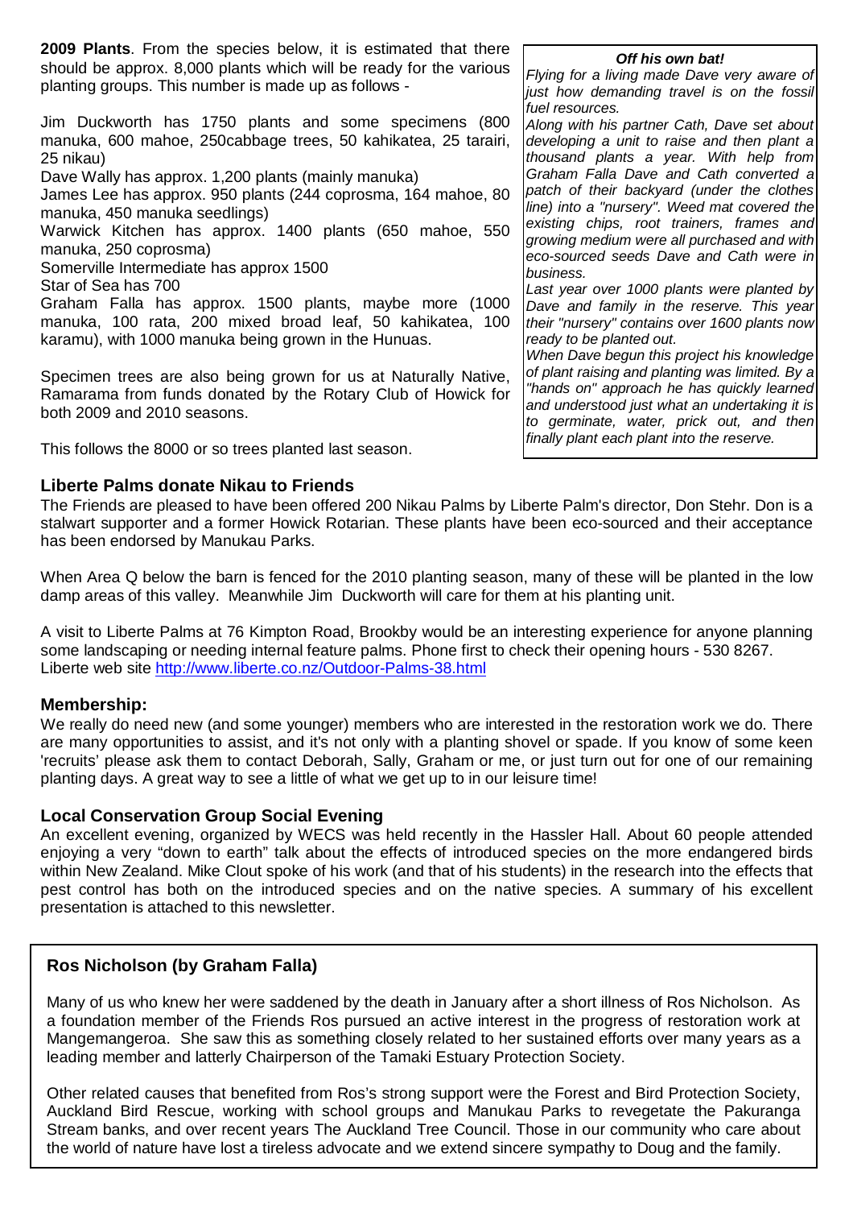**2009 Plants**. From the species below, it is estimated that there should be approx. 8,000 plants which will be ready for the various planting groups. This number is made up as follows -

Jim Duckworth has 1750 plants and some specimens (800 manuka, 600 mahoe, 250cabbage trees, 50 kahikatea, 25 tarairi, 25 nikau)
Dave Wally has approx. 1,200 plants (mainly manuka)
James Lee has approx. 950 plants (244 coprosma, 164 mahoe, 80 manuka, 450 manuka seedlings)
Warwick Kitchen has approx. 1400 plants (650 mahoe, 550 manuka, 250 coprosma)
Somerville Intermediate has approx 1500
Star of Sea has 700
Graham Falla has approx. 1500 plants, maybe more (1000 manuka, 100 rata, 200 mixed broad leaf, 50 kahikatea, 100 karamu), with 1000 manuka being grown in the Hunuas.

Specimen trees are also being grown for us at Naturally Native, Ramarama from funds donated by the Rotary Club of Howick for both 2009 and 2010 seasons.

This follows the 8000 or so trees planted last season.

***Off his own bat!***

*Flying for a living made Dave very aware of just how demanding travel is on the fossil fuel resources.*
*Along with his partner Cath, Dave set about developing a unit to raise and then plant a thousand plants a year. With help from Graham Falla Dave and Cath converted a patch of their backyard (under the clothes line) into a "nursery". Weed mat covered the existing chips, root trainers, frames and growing medium were all purchased and with eco-sourced seeds Dave and Cath were in business.*
*Last year over 1000 plants were planted by Dave and family in the reserve. This year their "nursery" contains over 1600 plants now ready to be planted out.*
*When Dave begun this project his knowledge of plant raising and planting was limited. By a "hands on" approach he has quickly learned and understood just what an undertaking it is to germinate, water, prick out, and then finally plant each plant into the reserve.*

## Liberte Palms donate Nikau to Friends

The Friends are pleased to have been offered 200 Nikau Palms by Liberte Palm's director, Don Stehr. Don is a stalwart supporter and a former Howick Rotarian. These plants have been eco-sourced and their acceptance has been endorsed by Manukau Parks.

When Area Q below the barn is fenced for the 2010 planting season, many of these will be planted in the low damp areas of this valley. Meanwhile Jim Duckworth will care for them at his planting unit.

A visit to Liberte Palms at 76 Kimpton Road, Brookby would be an interesting experience for anyone planning some landscaping or needing internal feature palms. Phone first to check their opening hours - 530 8267.
Liberte web site http://www.liberte.co.nz/Outdoor-Palms-38.html

## Membership:

We really do need new (and some younger) members who are interested in the restoration work we do. There are many opportunities to assist, and it's not only with a planting shovel or spade. If you know of some keen 'recruits' please ask them to contact Deborah, Sally, Graham or me, or just turn out for one of our remaining planting days. A great way to see a little of what we get up to in our leisure time!

## Local Conservation Group Social Evening

An excellent evening, organized by WECS was held recently in the Hassler Hall. About 60 people attended enjoying a very "down to earth" talk about the effects of introduced species on the more endangered birds within New Zealand. Mike Clout spoke of his work (and that of his students) in the research into the effects that pest control has both on the introduced species and on the native species. A summary of his excellent presentation is attached to this newsletter.

## Ros Nicholson (by Graham Falla)

Many of us who knew her were saddened by the death in January after a short illness of Ros Nicholson. As a foundation member of the Friends Ros pursued an active interest in the progress of restoration work at Mangemangeroa. She saw this as something closely related to her sustained efforts over many years as a leading member and latterly Chairperson of the Tamaki Estuary Protection Society.

Other related causes that benefited from Ros's strong support were the Forest and Bird Protection Society, Auckland Bird Rescue, working with school groups and Manukau Parks to revegetate the Pakuranga Stream banks, and over recent years The Auckland Tree Council. Those in our community who care about the world of nature have lost a tireless advocate and we extend sincere sympathy to Doug and the family.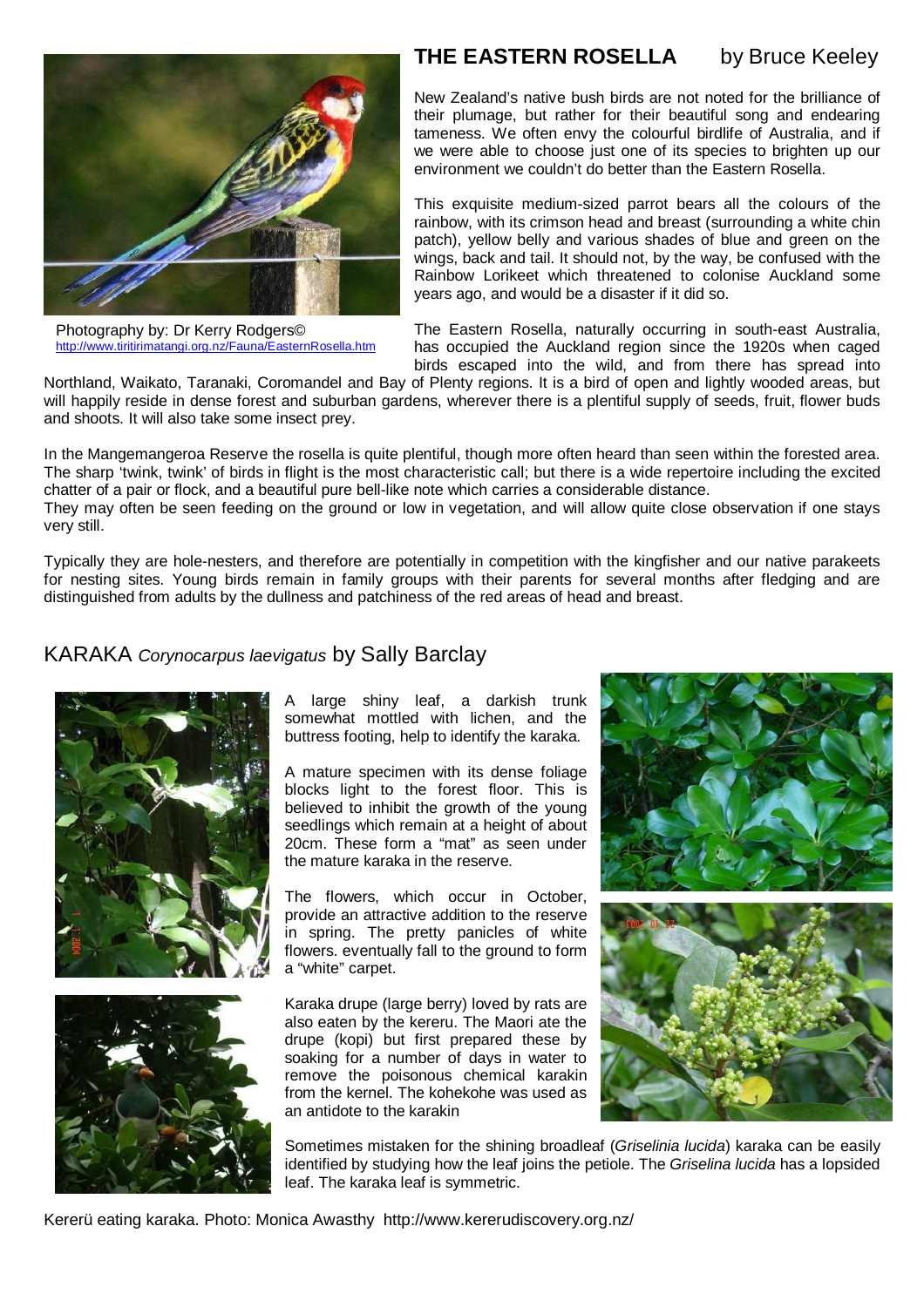## THE EASTERN ROSELLA by Bruce Keeley

Photography by: Dr Kerry Rodgers©
http://www.tiritirimatangi.org.nz/Fauna/EasternRosella.htm

New Zealand's native bush birds are not noted for the brilliance of their plumage, but rather for their beautiful song and endearing tameness. We often envy the colourful birdlife of Australia, and if we were able to choose just one of its species to brighten up our environment we couldn't do better than the Eastern Rosella.

This exquisite medium-sized parrot bears all the colours of the rainbow, with its crimson head and breast (surrounding a white chin patch), yellow belly and various shades of blue and green on the wings, back and tail. It should not, by the way, be confused with the Rainbow Lorikeet which threatened to colonise Auckland some years ago, and would be a disaster if it did so.

The Eastern Rosella, naturally occurring in south-east Australia, has occupied the Auckland region since the 1920s when caged birds escaped into the wild, and from there has spread into Northland, Waikato, Taranaki, Coromandel and Bay of Plenty regions. It is a bird of open and lightly wooded areas, but will happily reside in dense forest and suburban gardens, wherever there is a plentiful supply of seeds, fruit, flower buds and shoots. It will also take some insect prey.

In the Mangemangeroa Reserve the rosella is quite plentiful, though more often heard than seen within the forested area. The sharp 'twink, twink' of birds in flight is the most characteristic call; but there is a wide repertoire including the excited chatter of a pair or flock, and a beautiful pure bell-like note which carries a considerable distance.
They may often be seen feeding on the ground or low in vegetation, and will allow quite close observation if one stays very still.

Typically they are hole-nesters, and therefore are potentially in competition with the kingfisher and our native parakeets for nesting sites. Young birds remain in family groups with their parents for several months after fledging and are distinguished from adults by the dullness and patchiness of the red areas of head and breast.

## KARAKA *Corynocarpus laevigatus* by Sally Barclay

A large shiny leaf, a darkish trunk somewhat mottled with lichen, and the buttress footing, help to identify the karaka.

A mature specimen with its dense foliage blocks light to the forest floor. This is believed to inhibit the growth of the young seedlings which remain at a height of about 20cm. These form a "mat" as seen under the mature karaka in the reserve.

The flowers, which occur in October, provide an attractive addition to the reserve in spring. The pretty panicles of white flowers. eventually fall to the ground to form a "white" carpet.

Karaka drupe (large berry) loved by rats are also eaten by the kereru. The Maori ate the drupe (kopi) but first prepared these by soaking for a number of days in water to remove the poisonous chemical karakin from the kernel. The kohekohe was used as an antidote to the karakin

Sometimes mistaken for the shining broadleaf (*Griselinia lucida*) karaka can be easily identified by studying how the leaf joins the petiole. The *Griselina lucida* has a lopsided leaf. The karaka leaf is symmetric.

Kererü eating karaka. Photo: Monica Awasthy http://www.kererudiscovery.org.nz/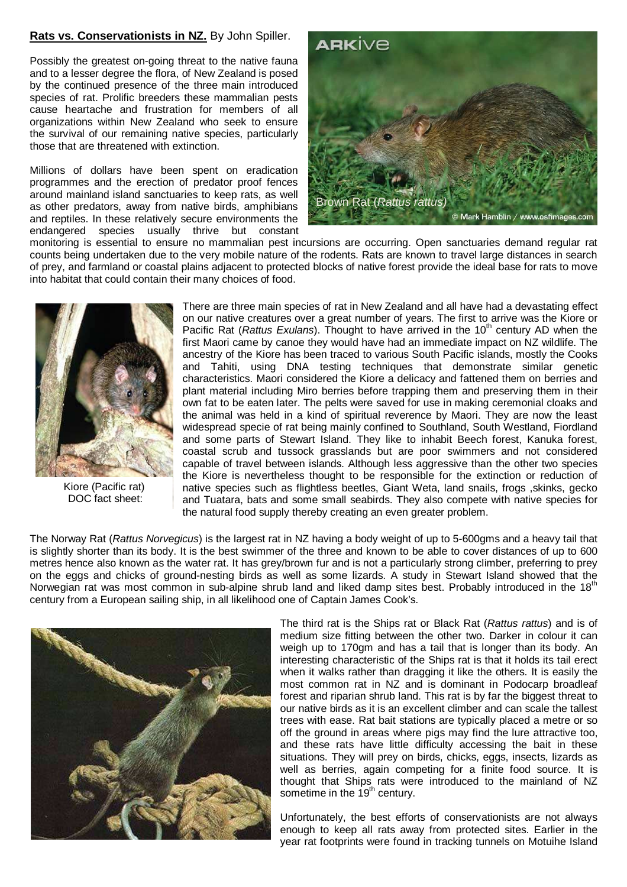**Rats vs. Conservationists in NZ.** By John Spiller.

Possibly the greatest on-going threat to the native fauna and to a lesser degree the flora, of New Zealand is posed by the continued presence of the three main introduced species of rat. Prolific breeders these mammalian pests cause heartache and frustration for members of all organizations within New Zealand who seek to ensure the survival of our remaining native species, particularly those that are threatened with extinction.

Millions of dollars have been spent on eradication programmes and the erection of predator proof fences around mainland island sanctuaries to keep rats, as well as other predators, away from native birds, amphibians and reptiles. In these relatively secure environments the endangered species usually thrive but constant monitoring is essential to ensure no mammalian pest incursions are occurring. Open sanctuaries demand regular rat counts being undertaken due to the very mobile nature of the rodents. Rats are known to travel large distances in search of prey, and farmland or coastal plains adjacent to protected blocks of native forest provide the ideal base for rats to move into habitat that could contain their many choices of food.

Brown Rat (*Rattus rattus)*

© Mark Hamblin / www.osfimages.com

Kiore (Pacific rat)
DOC fact sheet:

There are three main species of rat in New Zealand and all have had a devastating effect on our native creatures over a great number of years. The first to arrive was the Kiore or Pacific Rat (*Rattus Exulans*). Thought to have arrived in the 10th century AD when the first Maori came by canoe they would have had an immediate impact on NZ wildlife. The ancestry of the Kiore has been traced to various South Pacific islands, mostly the Cooks and Tahiti, using DNA testing techniques that demonstrate similar genetic characteristics. Maori considered the Kiore a delicacy and fattened them on berries and plant material including Miro berries before trapping them and preserving them in their own fat to be eaten later. The pelts were saved for use in making ceremonial cloaks and the animal was held in a kind of spiritual reverence by Maori. They are now the least widespread specie of rat being mainly confined to Southland, South Westland, Fiordland and some parts of Stewart Island. They like to inhabit Beech forest, Kanuka forest, coastal scrub and tussock grasslands but are poor swimmers and not considered capable of travel between islands. Although less aggressive than the other two species the Kiore is nevertheless thought to be responsible for the extinction or reduction of native species such as flightless beetles, Giant Weta, land snails, frogs ,skinks, gecko and Tuatara, bats and some small seabirds. They also compete with native species for the natural food supply thereby creating an even greater problem.

The Norway Rat (*Rattus Norvegicus*) is the largest rat in NZ having a body weight of up to 5-600gms and a heavy tail that is slightly shorter than its body. It is the best swimmer of the three and known to be able to cover distances of up to 600 metres hence also known as the water rat. It has grey/brown fur and is not a particularly strong climber, preferring to prey on the eggs and chicks of ground-nesting birds as well as some lizards. A study in Stewart Island showed that the Norwegian rat was most common in sub-alpine shrub land and liked damp sites best. Probably introduced in the 18th century from a European sailing ship, in all likelihood one of Captain James Cook's.

The third rat is the Ships rat or Black Rat (*Rattus rattus*) and is of medium size fitting between the other two. Darker in colour it can weigh up to 170gm and has a tail that is longer than its body. An interesting characteristic of the Ships rat is that it holds its tail erect when it walks rather than dragging it like the others. It is easily the most common rat in NZ and is dominant in Podocarp broadleaf forest and riparian shrub land. This rat is by far the biggest threat to our native birds as it is an excellent climber and can scale the tallest trees with ease. Rat bait stations are typically placed a metre or so off the ground in areas where pigs may find the lure attractive too, and these rats have little difficulty accessing the bait in these situations. They will prey on birds, chicks, eggs, insects, lizards as well as berries, again competing for a finite food source. It is thought that Ships rats were introduced to the mainland of NZ sometime in the 19th century.

Unfortunately, the best efforts of conservationists are not always enough to keep all rats away from protected sites. Earlier in the year rat footprints were found in tracking tunnels on Motuihe Island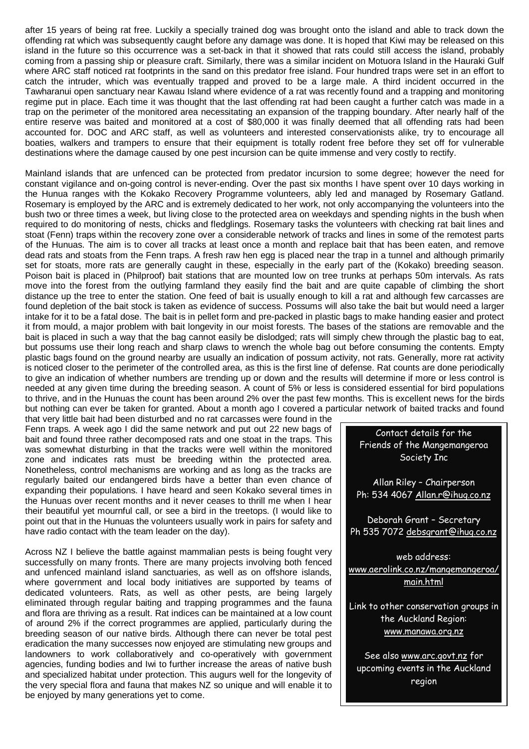after 15 years of being rat free. Luckily a specially trained dog was brought onto the island and able to track down the offending rat which was subsequently caught before any damage was done. It is hoped that Kiwi may be released on this island in the future so this occurrence was a set-back in that it showed that rats could still access the island, probably coming from a passing ship or pleasure craft. Similarly, there was a similar incident on Motuora Island in the Hauraki Gulf where ARC staff noticed rat footprints in the sand on this predator free island. Four hundred traps were set in an effort to catch the intruder, which was eventually trapped and proved to be a large male. A third incident occurred in the Tawharanui open sanctuary near Kawau Island where evidence of a rat was recently found and a trapping and monitoring regime put in place. Each time it was thought that the last offending rat had been caught a further catch was made in a trap on the perimeter of the monitored area necessitating an expansion of the trapping boundary. After nearly half of the entire reserve was baited and monitored at a cost of $80,000 it was finally deemed that all offending rats had been accounted for. DOC and ARC staff, as well as volunteers and interested conservationists alike, try to encourage all boaties, walkers and trampers to ensure that their equipment is totally rodent free before they set off for vulnerable destinations where the damage caused by one pest incursion can be quite immense and very costly to rectify.

Mainland islands that are unfenced can be protected from predator incursion to some degree; however the need for constant vigilance and on-going control is never-ending. Over the past six months I have spent over 10 days working in the Hunua ranges with the Kokako Recovery Programme volunteers, ably led and managed by Rosemary Gatland. Rosemary is employed by the ARC and is extremely dedicated to her work, not only accompanying the volunteers into the bush two or three times a week, but living close to the protected area on weekdays and spending nights in the bush when required to do monitoring of nests, chicks and fledglings. Rosemary tasks the volunteers with checking rat bait lines and stoat (Fenn) traps within the recovery zone over a considerable network of tracks and lines in some of the remotest parts of the Hunuas. The aim is to cover all tracks at least once a month and replace bait that has been eaten, and remove dead rats and stoats from the Fenn traps. A fresh raw hen egg is placed near the trap in a tunnel and although primarily set for stoats, more rats are generally caught in these, especially in the early part of the (Kokako) breeding season. Poison bait is placed in (Philproof) bait stations that are mounted low on tree trunks at perhaps 50m intervals. As rats move into the forest from the outlying farmland they easily find the bait and are quite capable of climbing the short distance up the tree to enter the station. One feed of bait is usually enough to kill a rat and although few carcasses are found depletion of the bait stock is taken as evidence of success. Possums will also take the bait but would need a larger intake for it to be a fatal dose. The bait is in pellet form and pre-packed in plastic bags to make handing easier and protect it from mould, a major problem with bait longevity in our moist forests. The bases of the stations are removable and the bait is placed in such a way that the bag cannot easily be dislodged; rats will simply chew through the plastic bag to eat, but possums use their long reach and sharp claws to wrench the whole bag out before consuming the contents. Empty plastic bags found on the ground nearby are usually an indication of possum activity, not rats. Generally, more rat activity is noticed closer to the perimeter of the controlled area, as this is the first line of defense. Rat counts are done periodically to give an indication of whether numbers are trending up or down and the results will determine if more or less control is needed at any given time during the breeding season. A count of 5% or less is considered essential for bird populations to thrive, and in the Hunuas the count has been around 2% over the past few months. This is excellent news for the birds but nothing can ever be taken for granted. About a month ago I covered a particular network of baited tracks and found that very little bait had been disturbed and no rat carcasses were found in the Fenn traps. A week ago I did the same network and put out 22 new bags of bait and found three rather decomposed rats and one stoat in the traps. This was somewhat disturbing in that the tracks were well within the monitored zone and indicates rats must be breeding within the protected area. Nonetheless, control mechanisms are working and as long as the tracks are regularly baited our endangered birds have a better than even chance of expanding their populations. I have heard and seen Kokako several times in the Hunuas over recent months and it never ceases to thrill me when I hear their beautiful yet mournful call, or see a bird in the treetops. (I would like to point out that in the Hunuas the volunteers usually work in pairs for safety and have radio contact with the team leader on the day).

Across NZ I believe the battle against mammalian pests is being fought very successfully on many fronts. There are many projects involving both fenced and unfenced mainland island sanctuaries, as well as on offshore islands, where government and local body initiatives are supported by teams of dedicated volunteers. Rats, as well as other pests, are being largely eliminated through regular baiting and trapping programmes and the fauna and flora are thriving as a result. Rat indices can be maintained at a low count of around 2% if the correct programmes are applied, particularly during the breeding season of our native birds. Although there can never be total pest eradication the many successes now enjoyed are stimulating new groups and landowners to work collaboratively and co-operatively with government agencies, funding bodies and Iwi to further increase the areas of native bush and specialized habitat under protection. This augurs well for the longevity of the very special flora and fauna that makes NZ so unique and will enable it to be enjoyed by many generations yet to come.

Contact details for the Friends of the Mangemangeroa Society Inc

Allan Riley – Chairperson
Ph: 534 4067 Allan.r@ihug.co.nz

Deborah Grant – Secretary
Ph 535 7072 debsgrant@ihug.co.nz

web address:
www.aerolink.co.nz/mangemangeroa/main.html

Link to other conservation groups in the Auckland Region:
www.manawa.org.nz

See also www.arc.govt.nz for upcoming events in the Auckland region